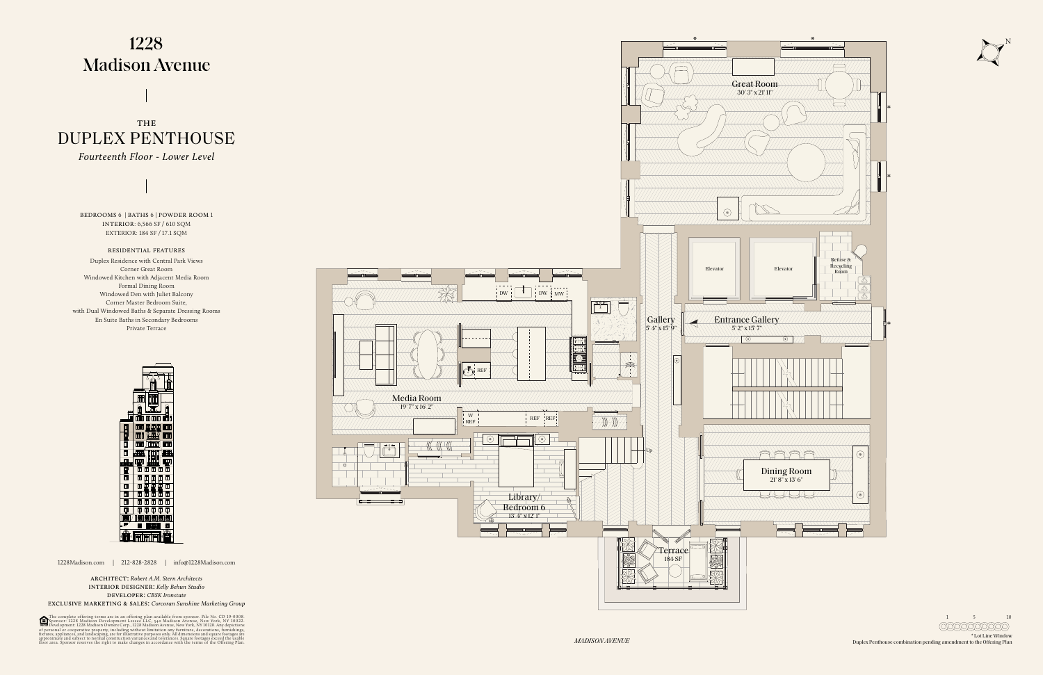# 1228 Madison Avenue

## THE DUPLEX PENTHOUSE

*Fourteenth Floor - Lower Level*

BEDROOMS 6 | BATHS 6 | POWDER ROOM 1
INTERIOR: 6,566 SF / 610 SQM
EXTERIOR: 184 SF / 17.1 SQM

### RESIDENTIAL FEATURES

- Duplex Residence with Central Park Views
- Corner Great Room
- Windowed Kitchen with Adjacent Media Room
- Formal Dining Room
- Windowed Den with Juliet Balcony
- Corner Master Bedroom Suite, with Dual Windowed Baths & Separate Dressing Rooms
- En Suite Baths in Secondary Bedrooms
- Private Terrace

1228Madison.com | 212-828-2828 | info@1228Madison.com

ARCHITECT: *Robert A.M. Stern Architects*
INTERIOR DESIGNER: *Kelly Behun Studio*
DEVELOPER: *CBSK Ironstate*
EXCLUSIVE MARKETING & SALES: *Corcoran Sunshine Marketing Group*

The complete offering terms are in an offering plan available from sponsor. File No. CD 19-0008. Sponsor: 1228 Madison Development Lessee LLC, 540 Madison Avenue, New York, NY 10022. Development: 1228 Madison Owners Corp., 1228 Madison Avenue, New York, NY 10128. Any depictions of personal or cooperative property, including without limitation any furniture, decorations, furnishings, fixtures, appliances, and landscaping, are for illustrative purposes only. All dimensions and square footages are approximate and subject to normal construction variances and tolerances. Square footages exceed the usable floor area. Sponsor reserves the right to make changes in accordance with the terms of the Offering Plan.

Great Room 30' 3" x 21' 11"

Elevator

Elevator

Refuse & Recycling Room

Gallery 5' 4" x 15' 9"

Entrance Gallery 5' 2" x 15' 7"

DW DW MW

REF

Media Room 19' 7" x 16' 2"

W REF REF REF

Up

Dining Room 21' 8" x 13' 6"

Library/ Bedroom 6 13' 4" x 12' 1"

Terrace 184 SF

MADISON AVENUE

N

1 5 10

* Lot Line Window

Duplex Penthouse combination pending amendment to the Offering Plan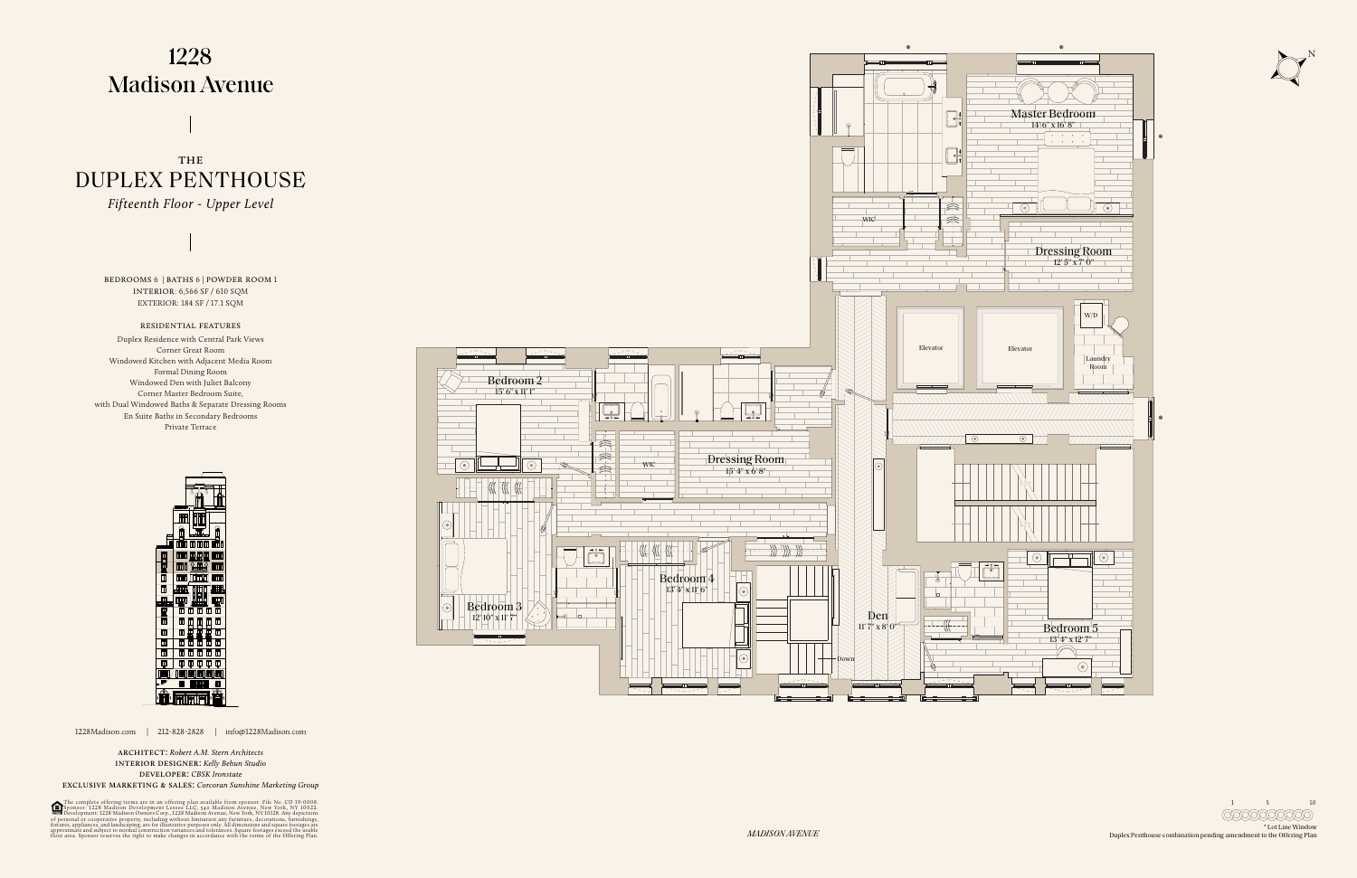# 1228 Madison Avenue

## THE DUPLEX PENTHOUSE

*Fifteenth Floor - Upper Level*

BEDROOMS 6 | BATHS 6 | POWDER ROOM 1
INTERIOR: 6,566 SF / 610 SQM
EXTERIOR: 184 SF / 17.1 SQM

RESIDENTIAL FEATURES

Duplex Residence with Central Park Views
Corner Great Room
Windowed Kitchen with Adjacent Media Room
Formal Dining Room
Windowed Den with Juliet Balcony
Corner Master Bedroom Suite,
with Dual Windowed Baths & Separate Dressing Rooms
En Suite Baths in Secondary Bedrooms
Private Terrace

1228Madison.com | 212-828-2828 | info@1228Madison.com

ARCHITECT: *Robert A.M. Stern Architects*
INTERIOR DESIGNER: *Kelly Behun Studio*
DEVELOPER: *CBSK Ironstate*
EXCLUSIVE MARKETING & SALES: *Corcoran Sunshine Marketing Group*

The complete offering terms are in an offering plan available from sponsor. File No. CD 19-0008. Sponsor: 1228 Madison Development Lessee LLC, 540 Madison Avenue, New York, NY 10022. Development: 1228 Madison Owners Corp., 1228 Madison Avenue, New York, NY 10128. Any depictions of personal or cooperative property, including without limitation any furniture, decorations, furnishings, fixtures, appliances, and landscaping, are for illustrative purposes only. All dimensions and square footages are approximate and subject to normal construction variances and tolerances. Square footages exceed the usable floor area. Sponsor reserves the right to make changes in accordance with the terms of the Offering Plan.

Master Bedroom
14'6" x 16'8"

WIC

Dressing Room
12'5" x 7'0"

Elevator

Elevator

W/D

Laundry Room

Bedroom 2
15'6" x 11'1"

WIC

Dressing Room
15'4" x 6'8"

Bedroom 3
12'10" x 11'7"

Bedroom 4
13'4" x 11'6"

Den
11'7" x 8'0"

Down

Bedroom 5
13'4" x 12'7"

MADISON AVENUE

N

1 5 10

* Lot Line Window
Duplex Penthouse combination pending amendment to the Offering Plan